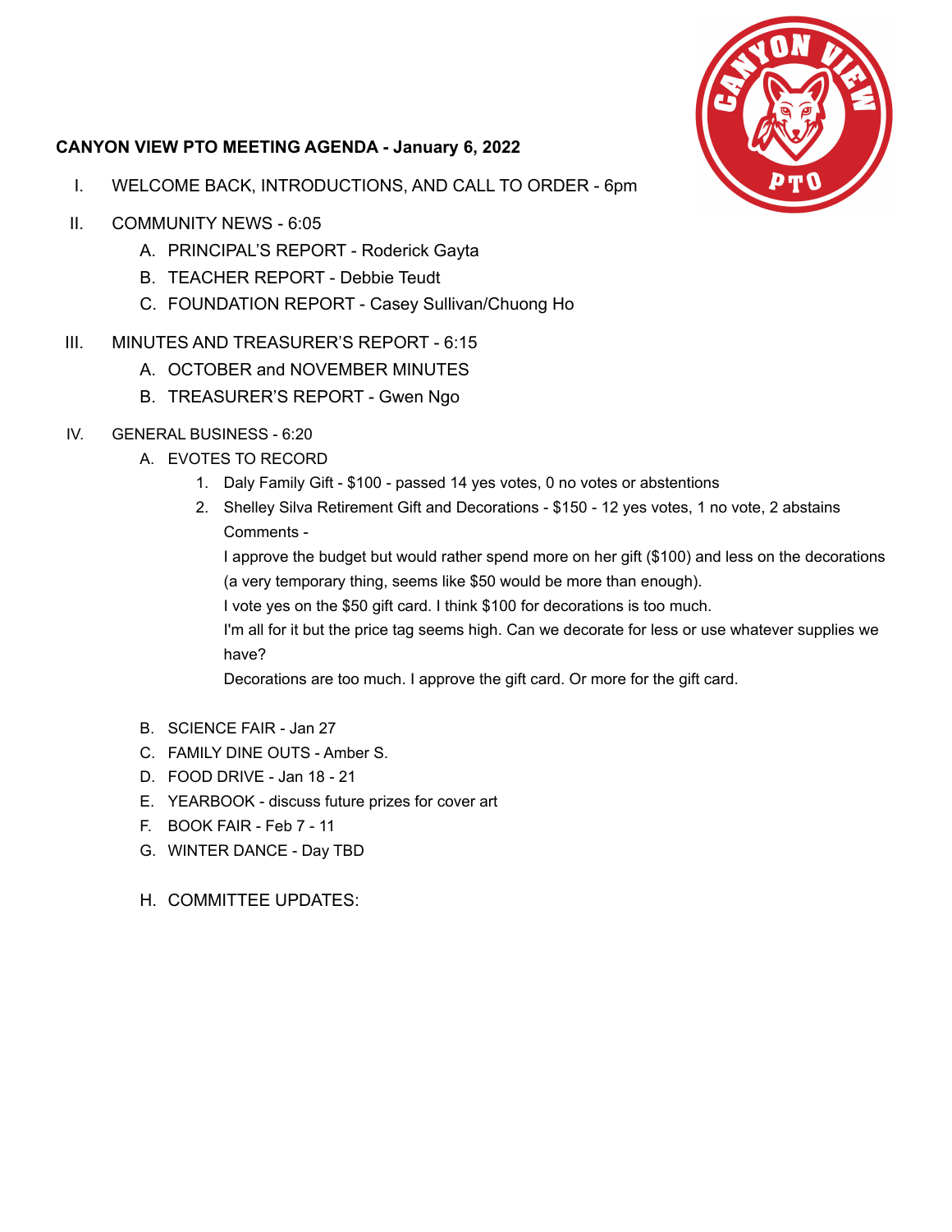**CANYON VIEW PTO MEETING AGENDA - January 6, 2022**

I. WELCOME BACK, INTRODUCTIONS, AND CALL TO ORDER - 6pm

II. COMMUNITY NEWS - 6:05
   - A. PRINCIPAL'S REPORT - Roderick Gayta
   - B. TEACHER REPORT - Debbie Teudt
   - C. FOUNDATION REPORT - Casey Sullivan/Chuong Ho

III. MINUTES AND TREASURER'S REPORT - 6:15
   - A. OCTOBER and NOVEMBER MINUTES
   - B. TREASURER'S REPORT - Gwen Ngo

IV. GENERAL BUSINESS - 6:20
   - A. EVOTES TO RECORD
     1. Daly Family Gift - $100 - passed 14 yes votes, 0 no votes or abstentions
     2. Shelley Silva Retirement Gift and Decorations - $150 - 12 yes votes, 1 no vote, 2 abstains
        Comments -
        I approve the budget but would rather spend more on her gift ($100) and less on the decorations (a very temporary thing, seems like $50 would be more than enough).
        I vote yes on the $50 gift card. I think $100 for decorations is too much.
        I'm all for it but the price tag seems high. Can we decorate for less or use whatever supplies we have?
        Decorations are too much. I approve the gift card. Or more for the gift card.
   - B. SCIENCE FAIR - Jan 27
   - C. FAMILY DINE OUTS - Amber S.
   - D. FOOD DRIVE - Jan 18 - 21
   - E. YEARBOOK - discuss future prizes for cover art
   - F. BOOK FAIR - Feb 7 - 11
   - G. WINTER DANCE - Day TBD
   - H. COMMITTEE UPDATES: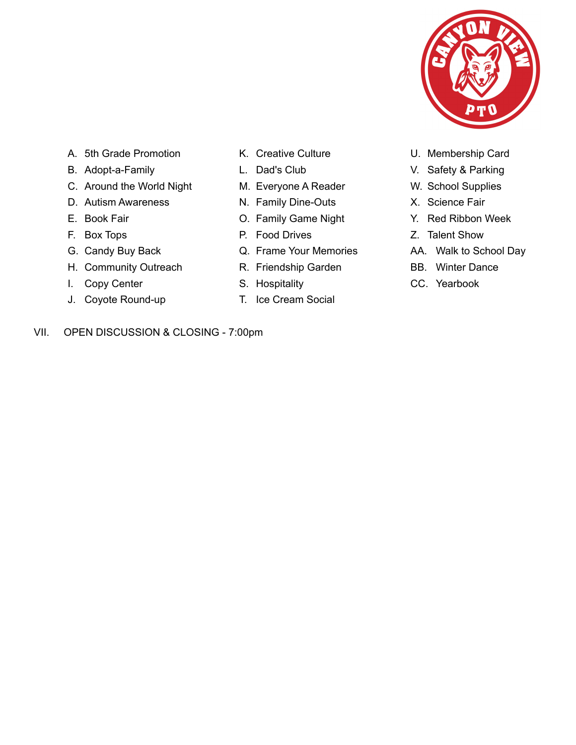A. 5th Grade Promotion
B. Adopt-a-Family
C. Around the World Night
D. Autism Awareness
E. Book Fair
F. Box Tops
G. Candy Buy Back
H. Community Outreach
I. Copy Center
J. Coyote Round-up
K. Creative Culture
L. Dad's Club
M. Everyone A Reader
N. Family Dine-Outs
O. Family Game Night
P. Food Drives
Q. Frame Your Memories
R. Friendship Garden
S. Hospitality
T. Ice Cream Social
U. Membership Card
V. Safety & Parking
W. School Supplies
X. Science Fair
Y. Red Ribbon Week
Z. Talent Show
AA. Walk to School Day
BB. Winter Dance
CC. Yearbook

VII. OPEN DISCUSSION & CLOSING - 7:00pm